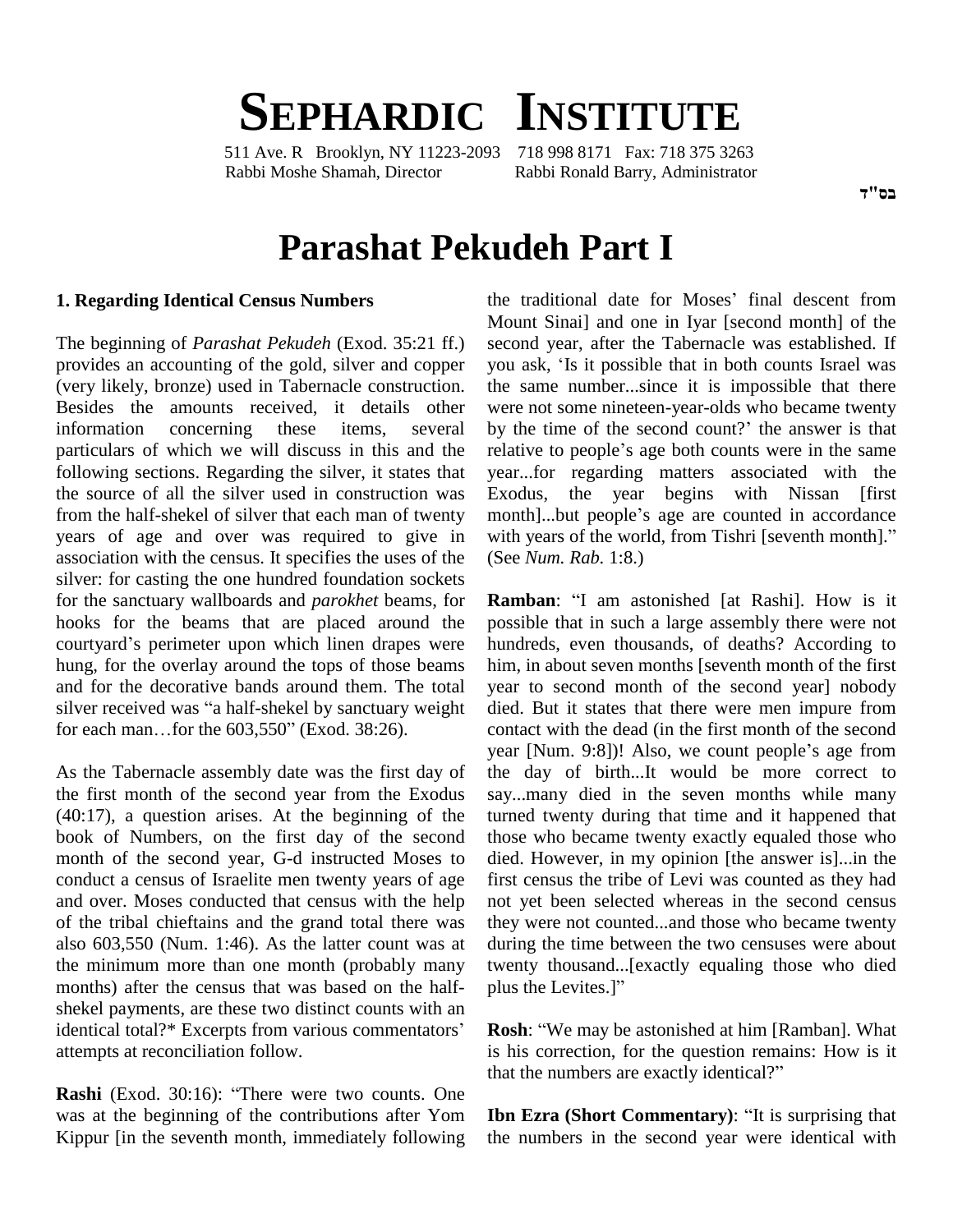בס"ד

# SEPHARDIC INSTITUTE

511 Ave. R Brooklyn, NY 11223-2093 718 998 8171 Fax: 718 375 3263
Rabbi Moshe Shamah, Director Rabbi Ronald Barry, Administrator

# Parashat Pekudeh Part I

### 1. Regarding Identical Census Numbers

The beginning of *Parashat Pekudeh* (Exod. 35:21 ff.) provides an accounting of the gold, silver and copper (very likely, bronze) used in Tabernacle construction. Besides the amounts received, it details other information concerning these items, several particulars of which we will discuss in this and the following sections. Regarding the silver, it states that the source of all the silver used in construction was from the half-shekel of silver that each man of twenty years of age and over was required to give in association with the census. It specifies the uses of the silver: for casting the one hundred foundation sockets for the sanctuary wallboards and *parokhet* beams, for hooks for the beams that are placed around the courtyard's perimeter upon which linen drapes were hung, for the overlay around the tops of those beams and for the decorative bands around them. The total silver received was "a half-shekel by sanctuary weight for each man…for the 603,550" (Exod. 38:26).

As the Tabernacle assembly date was the first day of the first month of the second year from the Exodus (40:17), a question arises. At the beginning of the book of Numbers, on the first day of the second month of the second year, G-d instructed Moses to conduct a census of Israelite men twenty years of age and over. Moses conducted that census with the help of the tribal chieftains and the grand total there was also 603,550 (Num. 1:46). As the latter count was at the minimum more than one month (probably many months) after the census that was based on the half-shekel payments, are these two distinct counts with an identical total?* Excerpts from various commentators' attempts at reconciliation follow.

**Rashi** (Exod. 30:16): "There were two counts. One was at the beginning of the contributions after Yom Kippur [in the seventh month, immediately following the traditional date for Moses' final descent from Mount Sinai] and one in Iyar [second month] of the second year, after the Tabernacle was established. If you ask, 'Is it possible that in both counts Israel was the same number...since it is impossible that there were not some nineteen-year-olds who became twenty by the time of the second count?' the answer is that relative to people's age both counts were in the same year...for regarding matters associated with the Exodus, the year begins with Nissan [first month]...but people's age are counted in accordance with years of the world, from Tishri [seventh month]." (See *Num. Rab.* 1:8.)

**Ramban**: "I am astonished [at Rashi]. How is it possible that in such a large assembly there were not hundreds, even thousands, of deaths? According to him, in about seven months [seventh month of the first year to second month of the second year] nobody died. But it states that there were men impure from contact with the dead (in the first month of the second year [Num. 9:8])! Also, we count people's age from the day of birth...It would be more correct to say...many died in the seven months while many turned twenty during that time and it happened that those who became twenty exactly equaled those who died. However, in my opinion [the answer is]...in the first census the tribe of Levi was counted as they had not yet been selected whereas in the second census they were not counted...and those who became twenty during the time between the two censuses were about twenty thousand...[exactly equaling those who died plus the Levites.]"

**Rosh**: "We may be astonished at him [Ramban]. What is his correction, for the question remains: How is it that the numbers are exactly identical?"

**Ibn Ezra (Short Commentary)**: "It is surprising that the numbers in the second year were identical with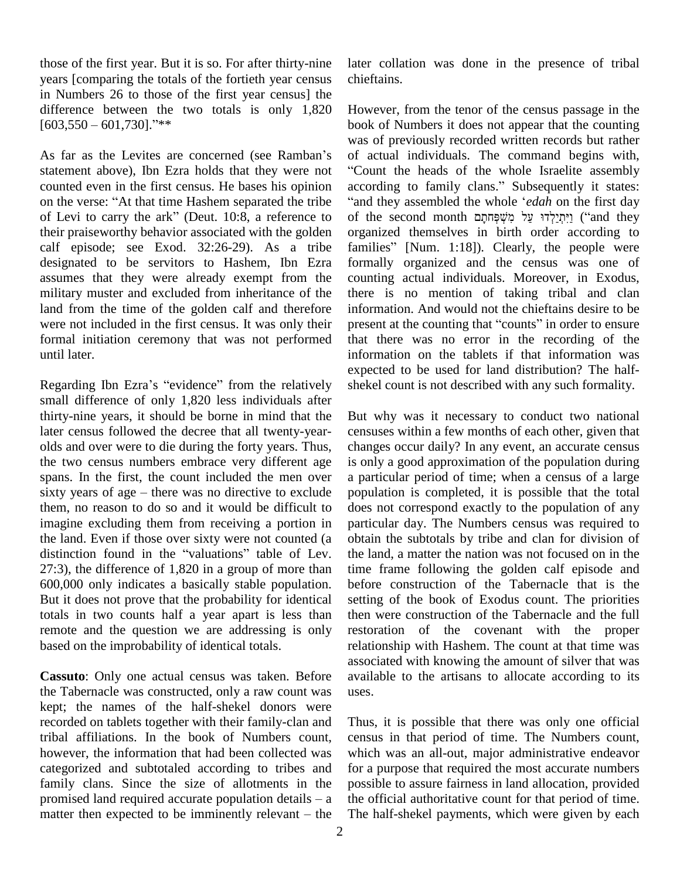those of the first year. But it is so. For after thirty-nine years [comparing the totals of the fortieth year census in Numbers 26 to those of the first year census] the difference between the two totals is only 1,820 [603,550 – 601,730]."**

As far as the Levites are concerned (see Ramban's statement above), Ibn Ezra holds that they were not counted even in the first census. He bases his opinion on the verse: "At that time Hashem separated the tribe of Levi to carry the ark" (Deut. 10:8, a reference to their praiseworthy behavior associated with the golden calf episode; see Exod. 32:26-29). As a tribe designated to be servitors to Hashem, Ibn Ezra assumes that they were already exempt from the military muster and excluded from inheritance of the land from the time of the golden calf and therefore were not included in the first census. It was only their formal initiation ceremony that was not performed until later.

Regarding Ibn Ezra's "evidence" from the relatively small difference of only 1,820 less individuals after thirty-nine years, it should be borne in mind that the later census followed the decree that all twenty-year-olds and over were to die during the forty years. Thus, the two census numbers embrace very different age spans. In the first, the count included the men over sixty years of age – there was no directive to exclude them, no reason to do so and it would be difficult to imagine excluding them from receiving a portion in the land. Even if those over sixty were not counted (a distinction found in the "valuations" table of Lev. 27:3), the difference of 1,820 in a group of more than 600,000 only indicates a basically stable population. But it does not prove that the probability for identical totals in two counts half a year apart is less than remote and the question we are addressing is only based on the improbability of identical totals.

**Cassuto**: Only one actual census was taken. Before the Tabernacle was constructed, only a raw count was kept; the names of the half-shekel donors were recorded on tablets together with their family-clan and tribal affiliations. In the book of Numbers count, however, the information that had been collected was categorized and subtotaled according to tribes and family clans. Since the size of allotments in the promised land required accurate population details – a matter then expected to be imminently relevant – the later collation was done in the presence of tribal chieftains.

However, from the tenor of the census passage in the book of Numbers it does not appear that the counting was of previously recorded written records but rather of actual individuals. The command begins with, "Count the heads of the whole Israelite assembly according to family clans." Subsequently it states: "and they assembled the whole '*edah* on the first day of the second month וַיִּתְיַלְדוּ עַל מִשְׁפְּחֹתָם ("and they organized themselves in birth order according to families" [Num. 1:18]). Clearly, the people were formally organized and the census was one of counting actual individuals. Moreover, in Exodus, there is no mention of taking tribal and clan information. And would not the chieftains desire to be present at the counting that "counts" in order to ensure that there was no error in the recording of the information on the tablets if that information was expected to be used for land distribution? The half-shekel count is not described with any such formality.

But why was it necessary to conduct two national censuses within a few months of each other, given that changes occur daily? In any event, an accurate census is only a good approximation of the population during a particular period of time; when a census of a large population is completed, it is possible that the total does not correspond exactly to the population of any particular day. The Numbers census was required to obtain the subtotals by tribe and clan for division of the land, a matter the nation was not focused on in the time frame following the golden calf episode and before construction of the Tabernacle that is the setting of the book of Exodus count. The priorities then were construction of the Tabernacle and the full restoration of the covenant with the proper relationship with Hashem. The count at that time was associated with knowing the amount of silver that was available to the artisans to allocate according to its uses.

Thus, it is possible that there was only one official census in that period of time. The Numbers count, which was an all-out, major administrative endeavor for a purpose that required the most accurate numbers possible to assure fairness in land allocation, provided the official authoritative count for that period of time. The half-shekel payments, which were given by each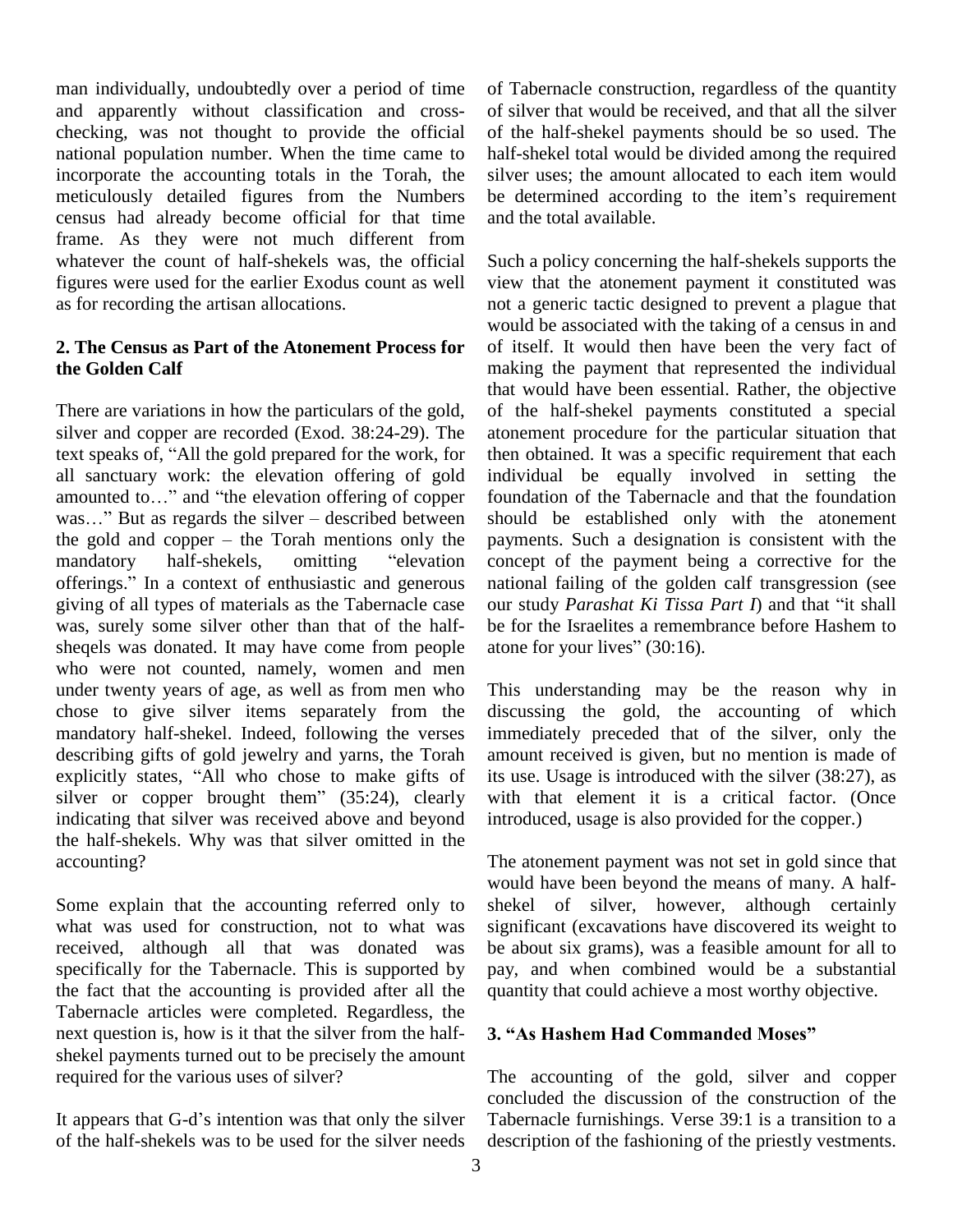man individually, undoubtedly over a period of time and apparently without classification and cross-checking, was not thought to provide the official national population number. When the time came to incorporate the accounting totals in the Torah, the meticulously detailed figures from the Numbers census had already become official for that time frame. As they were not much different from whatever the count of half-shekels was, the official figures were used for the earlier Exodus count as well as for recording the artisan allocations.

## 2. The Census as Part of the Atonement Process for the Golden Calf

There are variations in how the particulars of the gold, silver and copper are recorded (Exod. 38:24-29). The text speaks of, "All the gold prepared for the work, for all sanctuary work: the elevation offering of gold amounted to…" and "the elevation offering of copper was…" But as regards the silver – described between the gold and copper – the Torah mentions only the mandatory half-shekels, omitting "elevation offerings." In a context of enthusiastic and generous giving of all types of materials as the Tabernacle case was, surely some silver other than that of the half-sheqels was donated. It may have come from people who were not counted, namely, women and men under twenty years of age, as well as from men who chose to give silver items separately from the mandatory half-shekel. Indeed, following the verses describing gifts of gold jewelry and yarns, the Torah explicitly states, "All who chose to make gifts of silver or copper brought them" (35:24), clearly indicating that silver was received above and beyond the half-shekels. Why was that silver omitted in the accounting?

Some explain that the accounting referred only to what was used for construction, not to what was received, although all that was donated was specifically for the Tabernacle. This is supported by the fact that the accounting is provided after all the Tabernacle articles were completed. Regardless, the next question is, how is it that the silver from the half-shekel payments turned out to be precisely the amount required for the various uses of silver?

It appears that G-d's intention was that only the silver of the half-shekels was to be used for the silver needs of Tabernacle construction, regardless of the quantity of silver that would be received, and that all the silver of the half-shekel payments should be so used. The half-shekel total would be divided among the required silver uses; the amount allocated to each item would be determined according to the item's requirement and the total available.

Such a policy concerning the half-shekels supports the view that the atonement payment it constituted was not a generic tactic designed to prevent a plague that would be associated with the taking of a census in and of itself. It would then have been the very fact of making the payment that represented the individual that would have been essential. Rather, the objective of the half-shekel payments constituted a special atonement procedure for the particular situation that then obtained. It was a specific requirement that each individual be equally involved in setting the foundation of the Tabernacle and that the foundation should be established only with the atonement payments. Such a designation is consistent with the concept of the payment being a corrective for the national failing of the golden calf transgression (see our study *Parashat Ki Tissa Part I*) and that "it shall be for the Israelites a remembrance before Hashem to atone for your lives" (30:16).

This understanding may be the reason why in discussing the gold, the accounting of which immediately preceded that of the silver, only the amount received is given, but no mention is made of its use. Usage is introduced with the silver (38:27), as with that element it is a critical factor. (Once introduced, usage is also provided for the copper.)

The atonement payment was not set in gold since that would have been beyond the means of many. A half-shekel of silver, however, although certainly significant (excavations have discovered its weight to be about six grams), was a feasible amount for all to pay, and when combined would be a substantial quantity that could achieve a most worthy objective.

## 3. "As Hashem Had Commanded Moses"

The accounting of the gold, silver and copper concluded the discussion of the construction of the Tabernacle furnishings. Verse 39:1 is a transition to a description of the fashioning of the priestly vestments.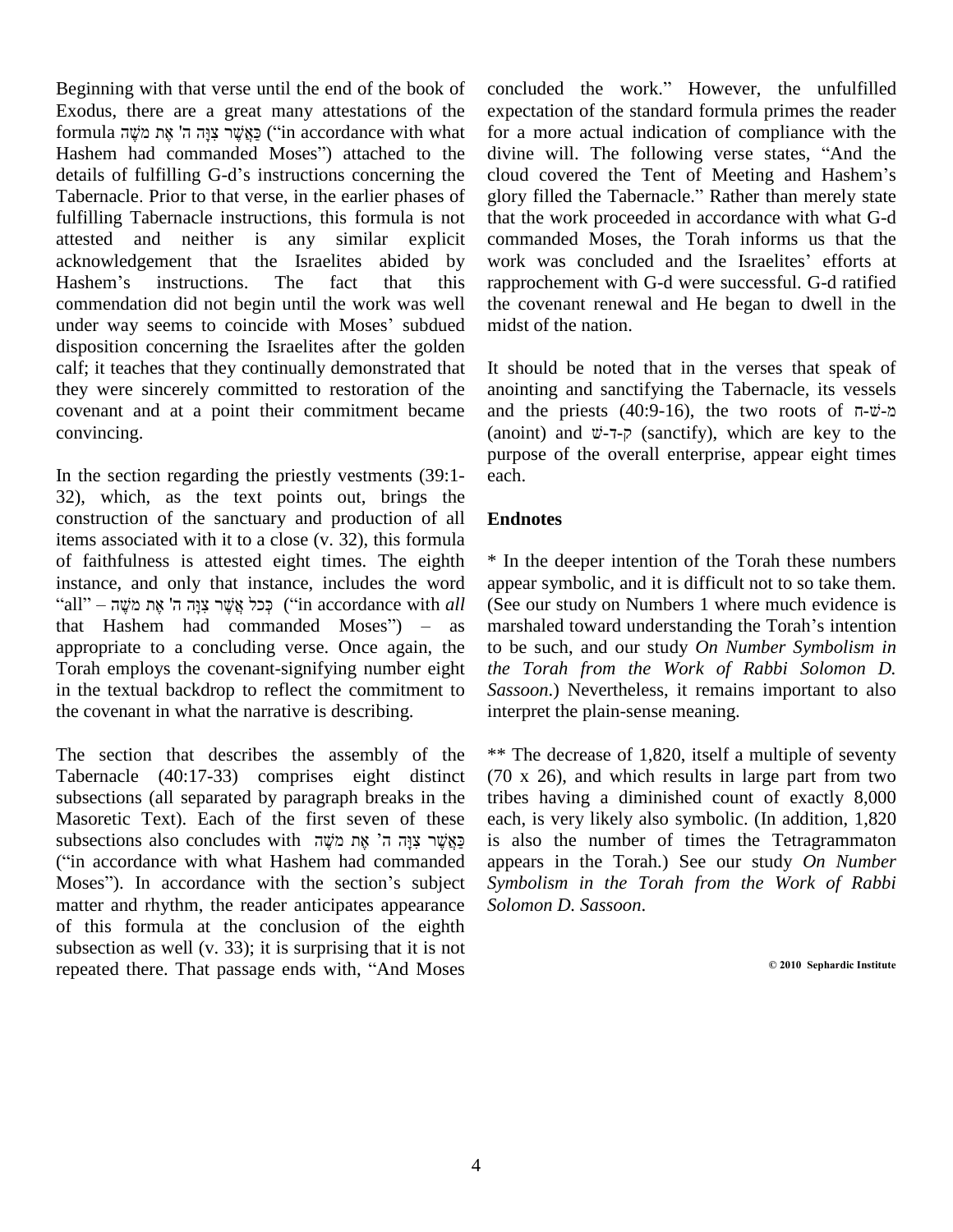Beginning with that verse until the end of the book of Exodus, there are a great many attestations of the formula כַּאֲשֶׁר צִוָּה ה' אֶת מֹשֶׁה ("in accordance with what Hashem had commanded Moses") attached to the details of fulfilling G-d's instructions concerning the Tabernacle. Prior to that verse, in the earlier phases of fulfilling Tabernacle instructions, this formula is not attested and neither is any similar explicit acknowledgement that the Israelites abided by Hashem's instructions. The fact that this commendation did not begin until the work was well under way seems to coincide with Moses' subdued disposition concerning the Israelites after the golden calf; it teaches that they continually demonstrated that they were sincerely committed to restoration of the covenant and at a point their commitment became convincing.

In the section regarding the priestly vestments (39:1-32), which, as the text points out, brings the construction of the sanctuary and production of all items associated with it to a close (v. 32), this formula of faithfulness is attested eight times. The eighth instance, and only that instance, includes the word "all" – כְּכֹל אֲשֶׁר צִוָּה ה' אֶת מֹשֶׁה ("in accordance with *all* that Hashem had commanded Moses") – as appropriate to a concluding verse. Once again, the Torah employs the covenant-signifying number eight in the textual backdrop to reflect the commitment to the covenant in what the narrative is describing.

The section that describes the assembly of the Tabernacle (40:17-33) comprises eight distinct subsections (all separated by paragraph breaks in the Masoretic Text). Each of the first seven of these subsections also concludes with כַּאֲשֶׁר צִוָּה ה' אֶת מֹשֶׁה ("in accordance with what Hashem had commanded Moses"). In accordance with the section's subject matter and rhythm, the reader anticipates appearance of this formula at the conclusion of the eighth subsection as well (v. 33); it is surprising that it is not repeated there. That passage ends with, "And Moses concluded the work." However, the unfulfilled expectation of the standard formula primes the reader for a more actual indication of compliance with the divine will. The following verse states, "And the cloud covered the Tent of Meeting and Hashem's glory filled the Tabernacle." Rather than merely state that the work proceeded in accordance with what G-d commanded Moses, the Torah informs us that the work was concluded and the Israelites' efforts at rapprochement with G-d were successful. G-d ratified the covenant renewal and He began to dwell in the midst of the nation.

It should be noted that in the verses that speak of anointing and sanctifying the Tabernacle, its vessels and the priests (40:9-16), the two roots of מ-שׁ-ח (anoint) and ק-ד-שׁ (sanctify), which are key to the purpose of the overall enterprise, appear eight times each.

## Endnotes

* In the deeper intention of the Torah these numbers appear symbolic, and it is difficult not to so take them. (See our study on Numbers 1 where much evidence is marshaled toward understanding the Torah's intention to be such, and our study *On Number Symbolism in the Torah from the Work of Rabbi Solomon D. Sassoon*.) Nevertheless, it remains important to also interpret the plain-sense meaning.

** The decrease of 1,820, itself a multiple of seventy (70 x 26), and which results in large part from two tribes having a diminished count of exactly 8,000 each, is very likely also symbolic. (In addition, 1,820 is also the number of times the Tetragrammaton appears in the Torah.) See our study *On Number Symbolism in the Torah from the Work of Rabbi Solomon D. Sassoon*.

© 2010 Sephardic Institute